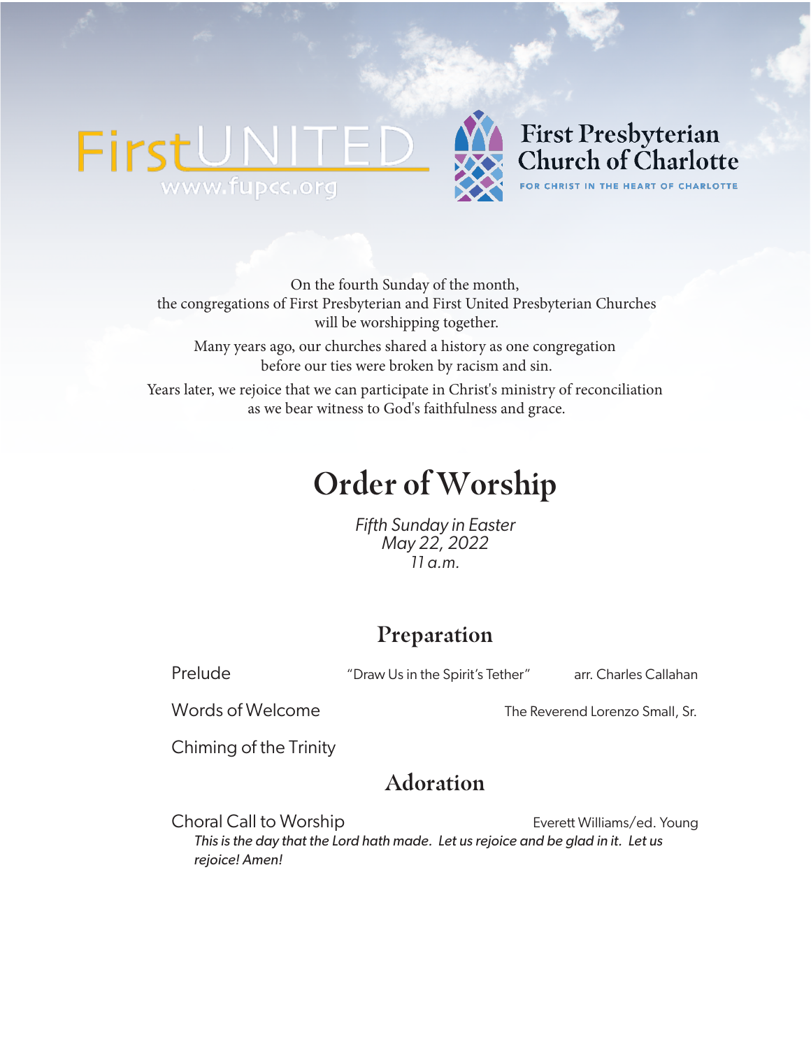FirstUNITED
www.fupcc.org

First Presbyterian Church of Charlotte
FOR CHRIST IN THE HEART OF CHARLOTTE

On the fourth Sunday of the month,
the congregations of First Presbyterian and First United Presbyterian Churches
will be worshipping together.

Many years ago, our churches shared a history as one congregation
before our ties were broken by racism and sin.

Years later, we rejoice that we can participate in Christ's ministry of reconciliation
as we bear witness to God's faithfulness and grace.

# Order of Worship

*Fifth Sunday in Easter*
*May 22, 2022*
*11 a.m.*

## Preparation

Prelude — "Draw Us in the Spirit's Tether" — arr. Charles Callahan

Words of Welcome — The Reverend Lorenzo Small, Sr.

Chiming of the Trinity

## Adoration

Choral Call to Worship — Everett Williams/ed. Young

*This is the day that the Lord hath made. Let us rejoice and be glad in it. Let us rejoice! Amen!*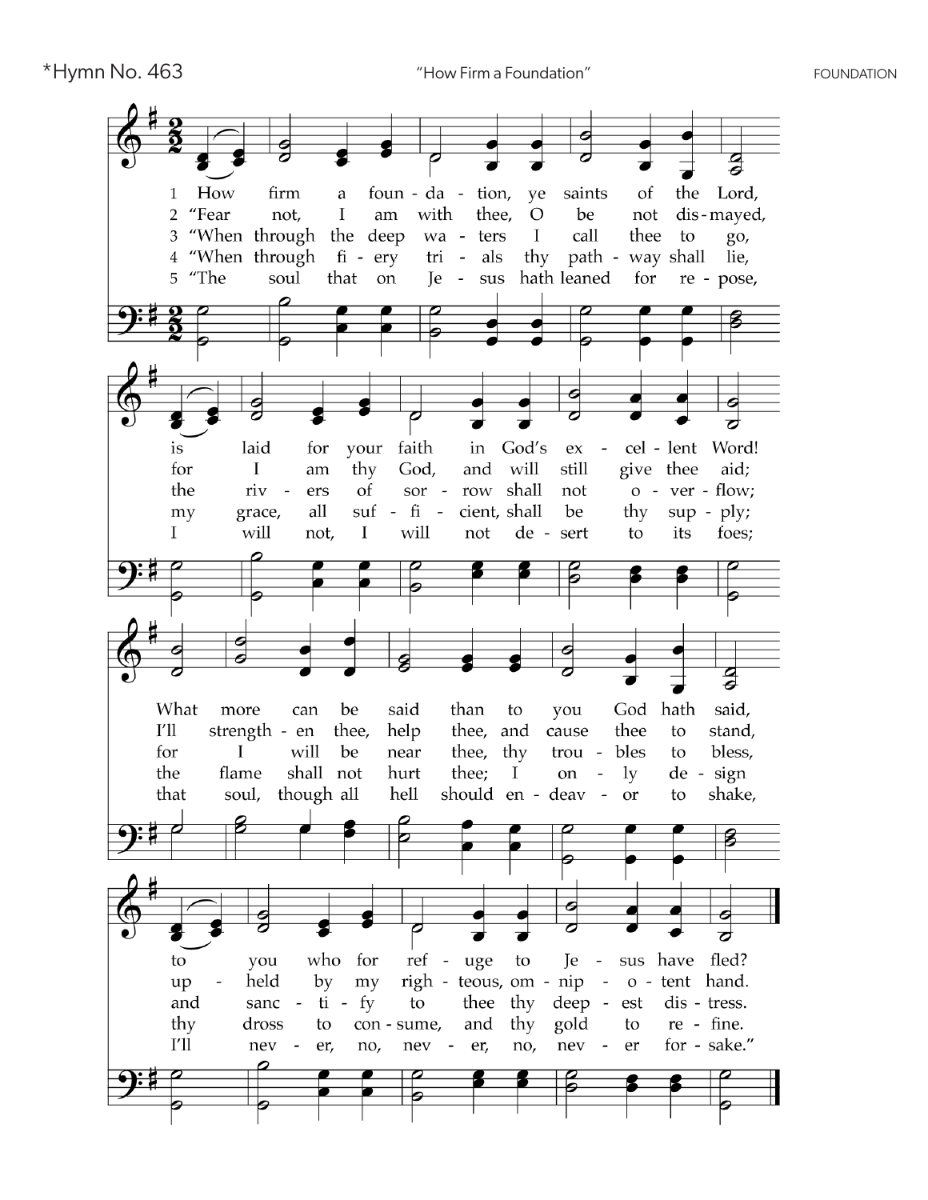*Hymn No. 463 "How Firm a Foundation" FOUNDATION

1 How firm a foundation, ye saints of the Lord, is laid for your faith in God's excellent Word! What more can be said than to you God hath said, to you who for refuge to Jesus have fled?

2 "Fear not, I am with thee, O be not dismayed, for I am thy God, and will still give thee aid; I'll strengthen thee, help thee, and cause thee to stand, upheld by my righteous, omnipotent hand.

3 "When through the deep waters I call thee to go, the rivers of sorrow shall not overflow; for I will be near thee, thy troubles to bless, and sanctify to thee thy deepest distress.

4 "When through fiery trials thy pathway shall lie, my grace, all sufficient, shall be thy supply; the flame shall not hurt thee; I only design thy dross to consume, and thy gold to refine.

5 "The soul that on Jesus hath leaned for repose, I will not, I will not desert to its foes; that soul, though all hell should endeavor to shake, I'll never, no, never, no, never forsake."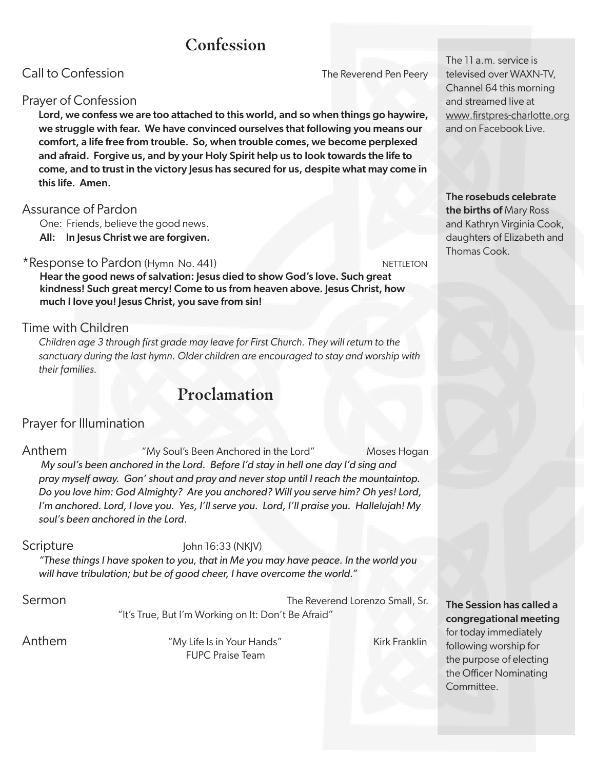## Confession

Call to Confession — The Reverend Pen Peery

Prayer of Confession

**Lord, we confess we are too attached to this world, and so when things go haywire, we struggle with fear. We have convinced ourselves that following you means our comfort, a life free from trouble. So, when trouble comes, we become perplexed and afraid. Forgive us, and by your Holy Spirit help us to look towards the life to come, and to trust in the victory Jesus has secured for us, despite what may come in this life. Amen.**

Assurance of Pardon

One: Friends, believe the good news.
**All: In Jesus Christ we are forgiven.**

*Response to Pardon (Hymn No. 441) — NETTLETON

**Hear the good news of salvation: Jesus died to show God's love. Such great kindness! Such great mercy! Come to us from heaven above. Jesus Christ, how much I love you! Jesus Christ, you save from sin!**

Time with Children

*Children age 3 through first grade may leave for First Church. They will return to the sanctuary during the last hymn. Older children are encouraged to stay and worship with their families.*

## Proclamation

Prayer for Illumination

Anthem — "My Soul's Been Anchored in the Lord" — Moses Hogan

*My soul's been anchored in the Lord. Before I'd stay in hell one day I'd sing and pray myself away. Gon' shout and pray and never stop until I reach the mountaintop. Do you love him: God Almighty? Are you anchored? Will you serve him? Oh yes! Lord, I'm anchored. Lord, I love you. Yes, I'll serve you. Lord, I'll praise you. Hallelujah! My soul's been anchored in the Lord.*

Scripture — John 16:33 (NKJV)

*"These things I have spoken to you, that in Me you may have peace. In the world you will have tribulation; but be of good cheer, I have overcome the world."*

Sermon — The Reverend Lorenzo Small, Sr.

"It's True, But I'm Working on It: Don't Be Afraid"

Anthem — "My Life Is in Your Hands" — Kirk Franklin

FUPC Praise Team

---

The 11 a.m. service is televised over WAXN-TV, Channel 64 this morning and streamed live at www.firstpres-charlotte.org and on Facebook Live.

**The rosebuds celebrate the births of** Mary Ross and Kathryn Virginia Cook, daughters of Elizabeth and Thomas Cook.

**The Session has called a congregational meeting** for today immediately following worship for the purpose of electing the Officer Nominating Committee.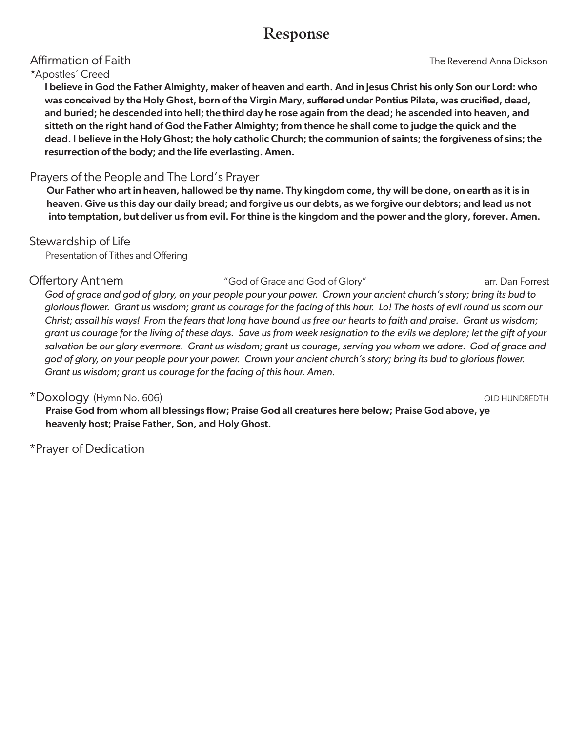# Response

## Affirmation of Faith

The Reverend Anna Dickson

*Apostles' Creed

**I believe in God the Father Almighty, maker of heaven and earth. And in Jesus Christ his only Son our Lord: who was conceived by the Holy Ghost, born of the Virgin Mary, suffered under Pontius Pilate, was crucified, dead, and buried; he descended into hell; the third day he rose again from the dead; he ascended into heaven, and sitteth on the right hand of God the Father Almighty; from thence he shall come to judge the quick and the dead. I believe in the Holy Ghost; the holy catholic Church; the communion of saints; the forgiveness of sins; the resurrection of the body; and the life everlasting. Amen.**

## Prayers of the People and The Lord's Prayer

**Our Father who art in heaven, hallowed be thy name. Thy kingdom come, thy will be done, on earth as it is in heaven. Give us this day our daily bread; and forgive us our debts, as we forgive our debtors; and lead us not into temptation, but deliver us from evil. For thine is the kingdom and the power and the glory, forever. Amen.**

## Stewardship of Life

Presentation of Tithes and Offering

## Offertory Anthem

"God of Grace and God of Glory" — arr. Dan Forrest

*God of grace and god of glory, on your people pour your power. Crown your ancient church's story; bring its bud to glorious flower. Grant us wisdom; grant us courage for the facing of this hour. Lo! The hosts of evil round us scorn our Christ; assail his ways! From the fears that long have bound us free our hearts to faith and praise. Grant us wisdom; grant us courage for the living of these days. Save us from week resignation to the evils we deplore; let the gift of your salvation be our glory evermore. Grant us wisdom; grant us courage, serving you whom we adore. God of grace and god of glory, on your people pour your power. Crown your ancient church's story; bring its bud to glorious flower. Grant us wisdom; grant us courage for the facing of this hour. Amen.*

## *Doxology (Hymn No. 606)

OLD HUNDREDTH

**Praise God from whom all blessings flow; Praise God all creatures here below; Praise God above, ye heavenly host; Praise Father, Son, and Holy Ghost.**

## *Prayer of Dedication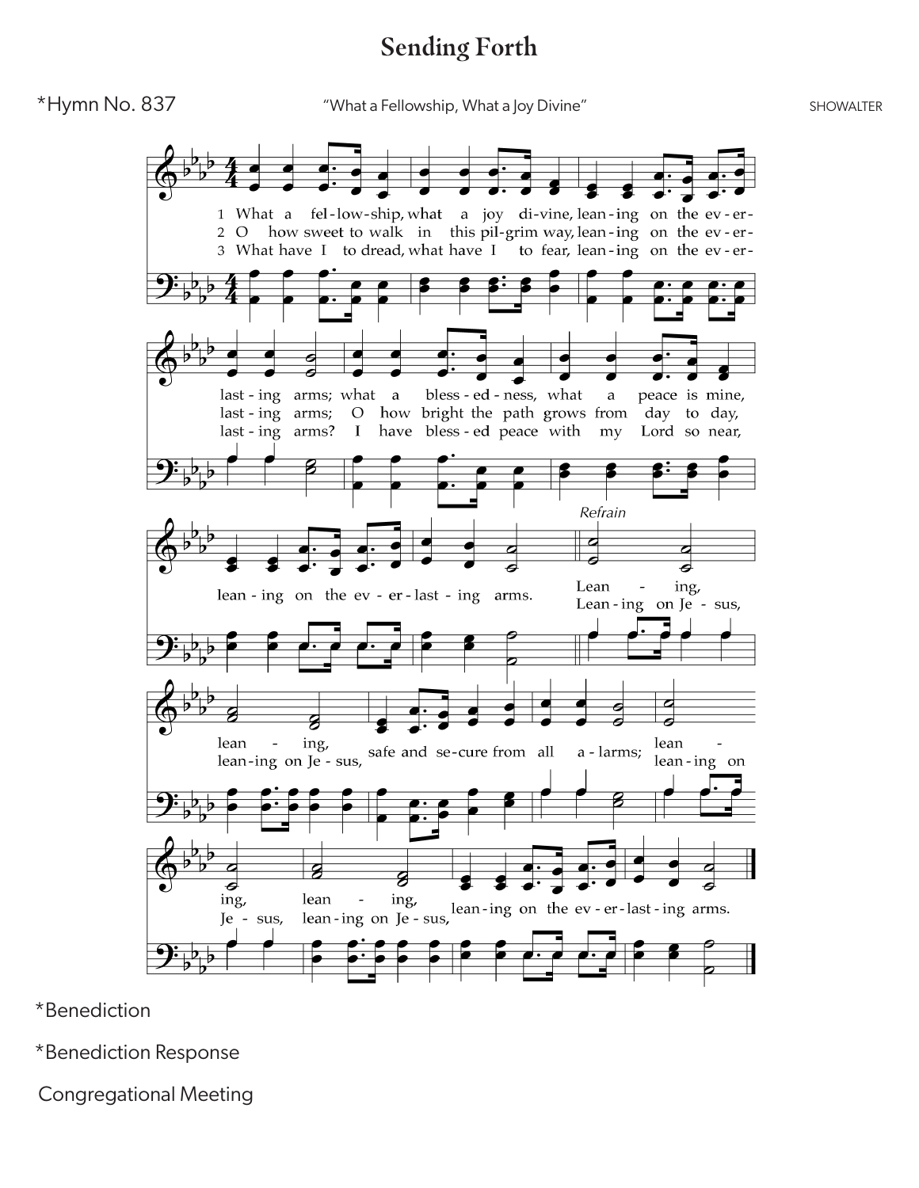# Sending Forth

*Hymn No. 837 — "What a Fellowship, What a Joy Divine" — SHOWALTER

1 What a fellowship, what a joy divine, leaning on the everlasting arms; what a blessedness, what a peace is mine, leaning on the everlasting arms.

2 O how sweet to walk in this pilgrim way, leaning on the everlasting arms; O how bright the path grows from day to day, leaning on the everlasting arms.

3 What have I to dread, what have I to fear, leaning on the everlasting arms? I have blessed peace with my Lord so near, leaning on the everlasting arms.

*Refrain*

Leaning, leaning, (Leaning on Jesus, leaning on Jesus,) safe and secure from all alarms; leaning, leaning, (leaning on Jesus, leaning on Jesus,) leaning on the everlasting arms.

*Benediction

*Benediction Response

Congregational Meeting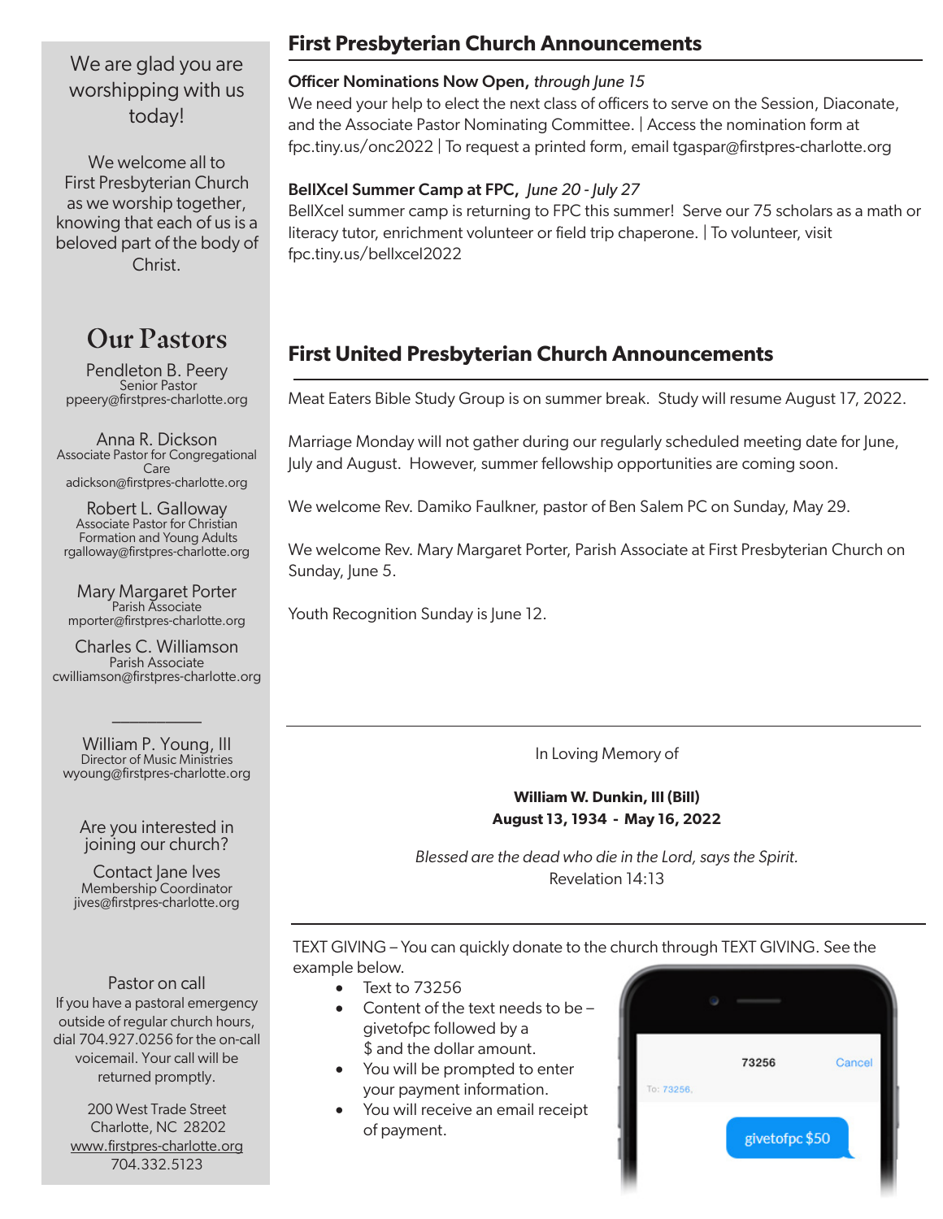We are glad you are worshipping with us today!

We welcome all to First Presbyterian Church as we worship together, knowing that each of us is a beloved part of the body of Christ.

## Our Pastors

Pendleton B. Peery
Senior Pastor
ppeery@firstpres-charlotte.org

Anna R. Dickson
Associate Pastor for Congregational Care
adickson@firstpres-charlotte.org

Robert L. Galloway
Associate Pastor for Christian Formation and Young Adults
rgalloway@firstpres-charlotte.org

Mary Margaret Porter
Parish Associate
mporter@firstpres-charlotte.org

Charles C. Williamson
Parish Associate
cwilliamson@firstpres-charlotte.org

---

William P. Young, III
Director of Music Ministries
wyoung@firstpres-charlotte.org

Are you interested in joining our church?

Contact Jane Ives
Membership Coordinator
jives@firstpres-charlotte.org

Pastor on call
If you have a pastoral emergency outside of regular church hours, dial 704.927.0256 for the on-call voicemail. Your call will be returned promptly.

200 West Trade Street
Charlotte, NC 28202
www.firstpres-charlotte.org
704.332.5123

## First Presbyterian Church Announcements

**Officer Nominations Now Open,** *through June 15*
We need your help to elect the next class of officers to serve on the Session, Diaconate, and the Associate Pastor Nominating Committee. | Access the nomination form at fpc.tiny.us/onc2022 | To request a printed form, email tgaspar@firstpres-charlotte.org

**BellXcel Summer Camp at FPC,** *June 20 - July 27*
BellXcel summer camp is returning to FPC this summer! Serve our 75 scholars as a math or literacy tutor, enrichment volunteer or field trip chaperone. | To volunteer, visit fpc.tiny.us/bellxcel2022

## First United Presbyterian Church Announcements

Meat Eaters Bible Study Group is on summer break. Study will resume August 17, 2022.

Marriage Monday will not gather during our regularly scheduled meeting date for June, July and August. However, summer fellowship opportunities are coming soon.

We welcome Rev. Damiko Faulkner, pastor of Ben Salem PC on Sunday, May 29.

We welcome Rev. Mary Margaret Porter, Parish Associate at First Presbyterian Church on Sunday, June 5.

Youth Recognition Sunday is June 12.

---

In Loving Memory of

**William W. Dunkin, III (Bill)**
**August 13, 1934 - May 16, 2022**

*Blessed are the dead who die in the Lord, says the Spirit.*
Revelation 14:13

---

TEXT GIVING – You can quickly donate to the church through TEXT GIVING. See the example below.

- Text to 73256
- Content of the text needs to be – givetofpc followed by a $ and the dollar amount.
- You will be prompted to enter your payment information.
- You will receive an email receipt of payment.

73256 Cancel
To: 73256,
givetofpc $50